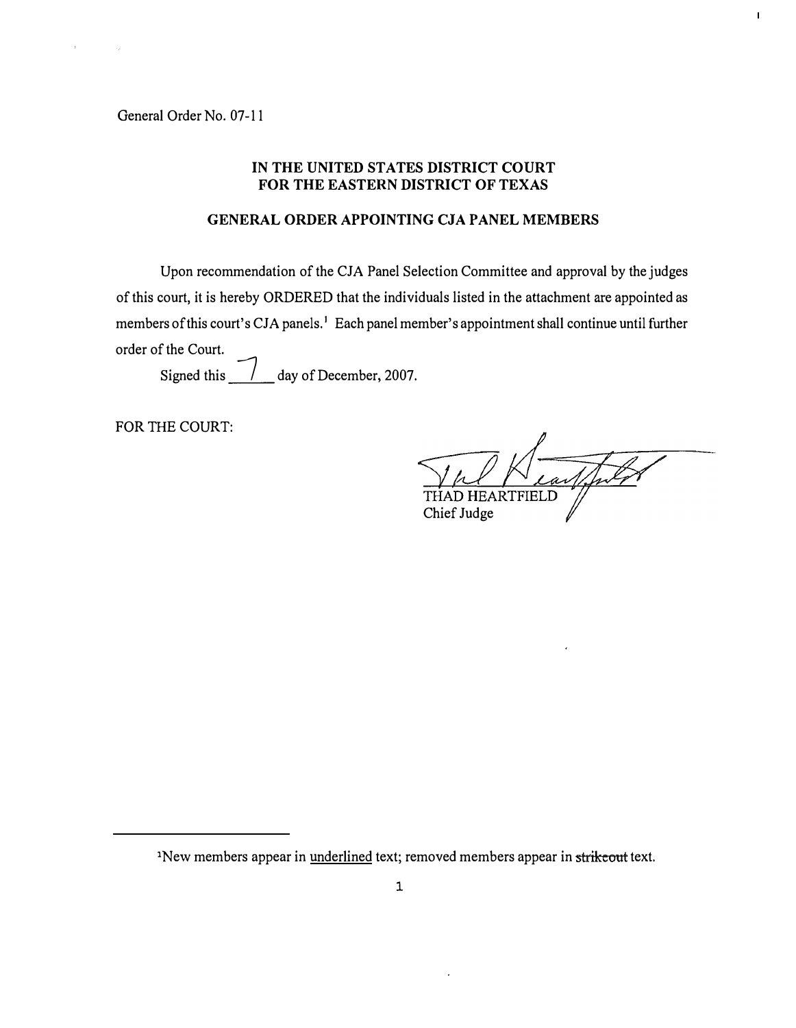General Order No. 07-11

## IN THE UNITED STATES DISTRICT COURT
## FOR THE EASTERN DISTRICT OF TEXAS

### GENERAL ORDER APPOINTING CJA PANEL MEMBERS

Upon recommendation of the CJA Panel Selection Committee and approval by the judges of this court, it is hereby ORDERED that the individuals listed in the attachment are appointed as members of this court's CJA panels.[1] Each panel member's appointment shall continue until further order of the Court.

Signed this 7 day of December, 2007.

FOR THE COURT:

THAD HEARTFIELD
Chief Judge

---

[1]New members appear in underlined text; removed members appear in ~~strikeout~~ text.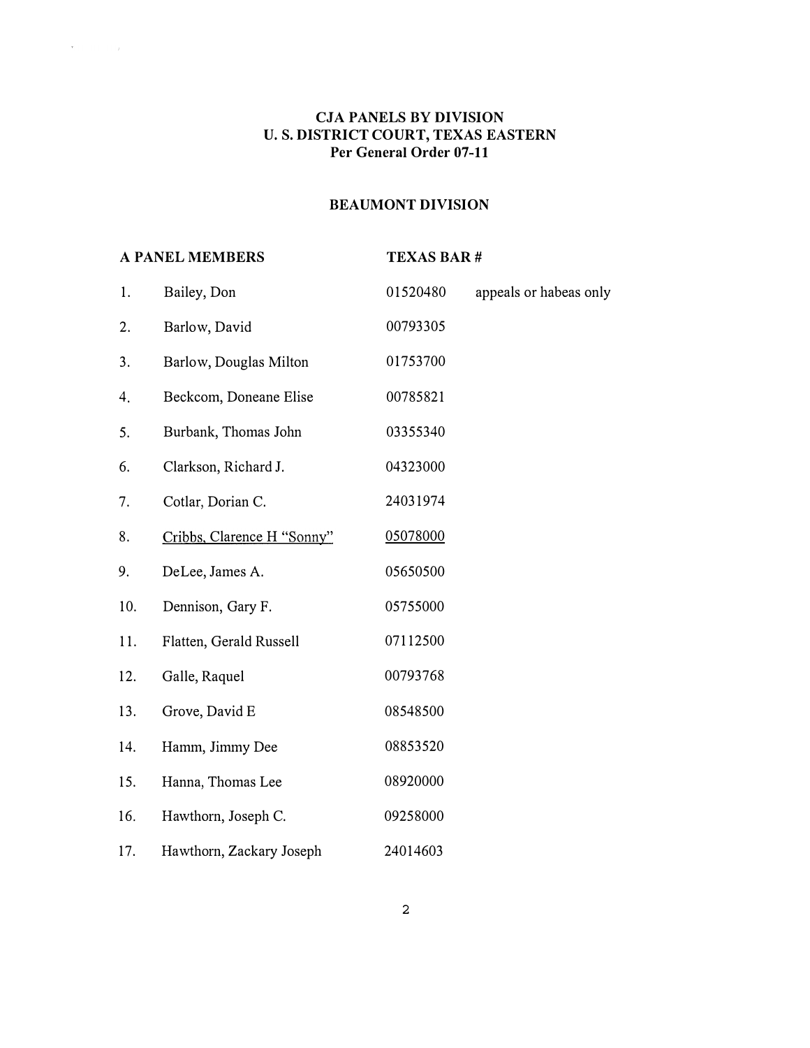**CJA PANELS BY DIVISION**
**U. S. DISTRICT COURT, TEXAS EASTERN**
**Per General Order 07-11**

**BEAUMONT DIVISION**

| | A PANEL MEMBERS | TEXAS BAR # | |
|---|---|---|---|
| 1. | Bailey, Don | 01520480 | appeals or habeas only |
| 2. | Barlow, David | 00793305 | |
| 3. | Barlow, Douglas Milton | 01753700 | |
| 4. | Beckcom, Doneane Elise | 00785821 | |
| 5. | Burbank, Thomas John | 03355340 | |
| 6. | Clarkson, Richard J. | 04323000 | |
| 7. | Cotlar, Dorian C. | 24031974 | |
| 8. | Cribbs, Clarence H "Sonny" | 05078000 | |
| 9. | DeLee, James A. | 05650500 | |
| 10. | Dennison, Gary F. | 05755000 | |
| 11. | Flatten, Gerald Russell | 07112500 | |
| 12. | Galle, Raquel | 00793768 | |
| 13. | Grove, David E | 08548500 | |
| 14. | Hamm, Jimmy Dee | 08853520 | |
| 15. | Hanna, Thomas Lee | 08920000 | |
| 16. | Hawthorn, Joseph C. | 09258000 | |
| 17. | Hawthorn, Zackary Joseph | 24014603 | |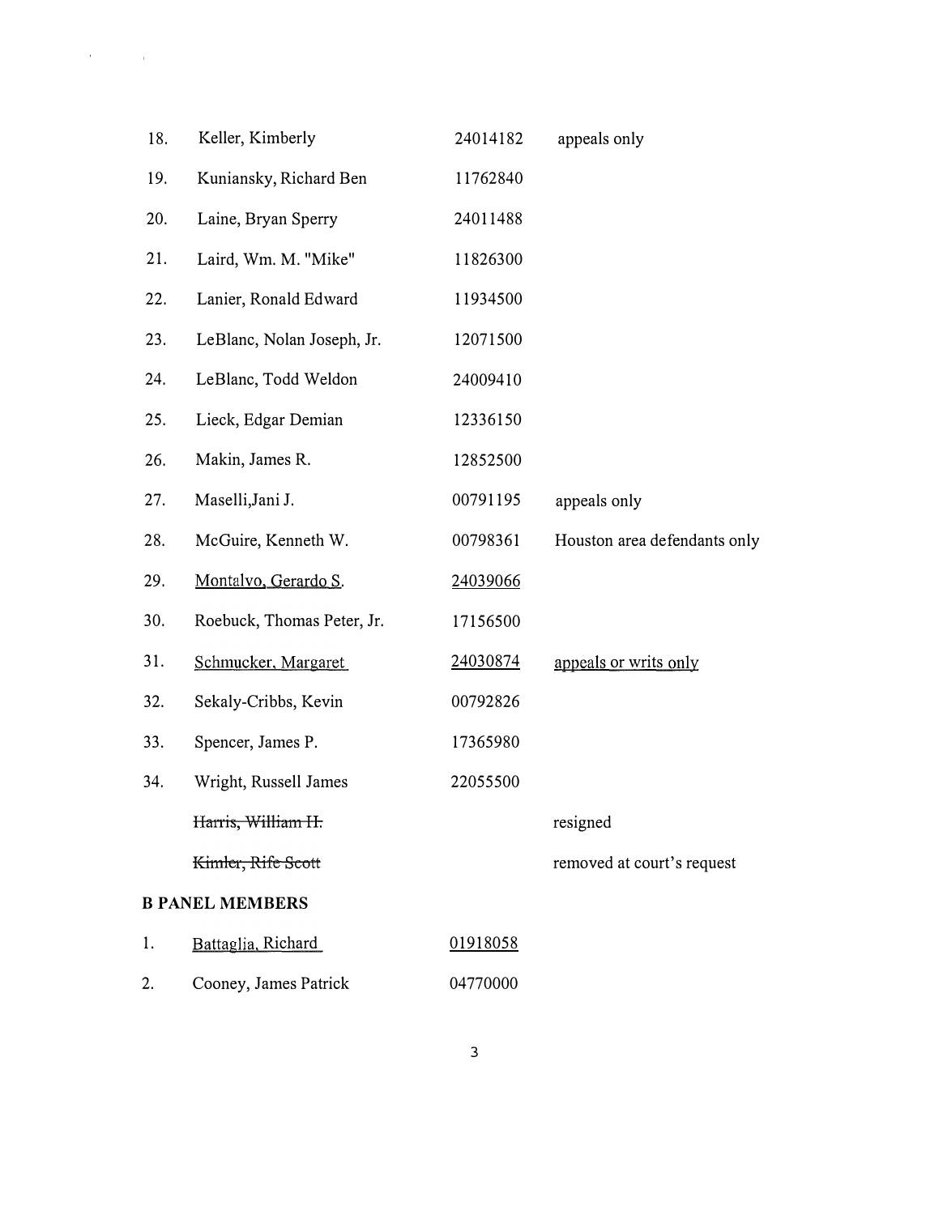| | | | |
|---|---|---|---|
| 18. | Keller, Kimberly | 24014182 | appeals only |
| 19. | Kuniansky, Richard Ben | 11762840 | |
| 20. | Laine, Bryan Sperry | 24011488 | |
| 21. | Laird, Wm. M. "Mike" | 11826300 | |
| 22. | Lanier, Ronald Edward | 11934500 | |
| 23. | LeBlanc, Nolan Joseph, Jr. | 12071500 | |
| 24. | LeBlanc, Todd Weldon | 24009410 | |
| 25. | Lieck, Edgar Demian | 12336150 | |
| 26. | Makin, James R. | 12852500 | |
| 27. | Maselli,Jani J. | 00791195 | appeals only |
| 28. | McGuire, Kenneth W. | 00798361 | Houston area defendants only |
| 29. | Montalvo, Gerardo S. | 24039066 | |
| 30. | Roebuck, Thomas Peter, Jr. | 17156500 | |
| 31. | Schmucker, Margaret | 24030874 | appeals or writs only |
| 32. | Sekaly-Cribbs, Kevin | 00792826 | |
| 33. | Spencer, James P. | 17365980 | |
| 34. | Wright, Russell James | 22055500 | |
| | ~~Harris, William H.~~ | | resigned |
| | ~~Kimler, Rife Scott~~ | | removed at court's request |

**B PANEL MEMBERS**

| | | |
|---|---|---|
| 1. | Battaglia, Richard | 01918058 |
| 2. | Cooney, James Patrick | 04770000 |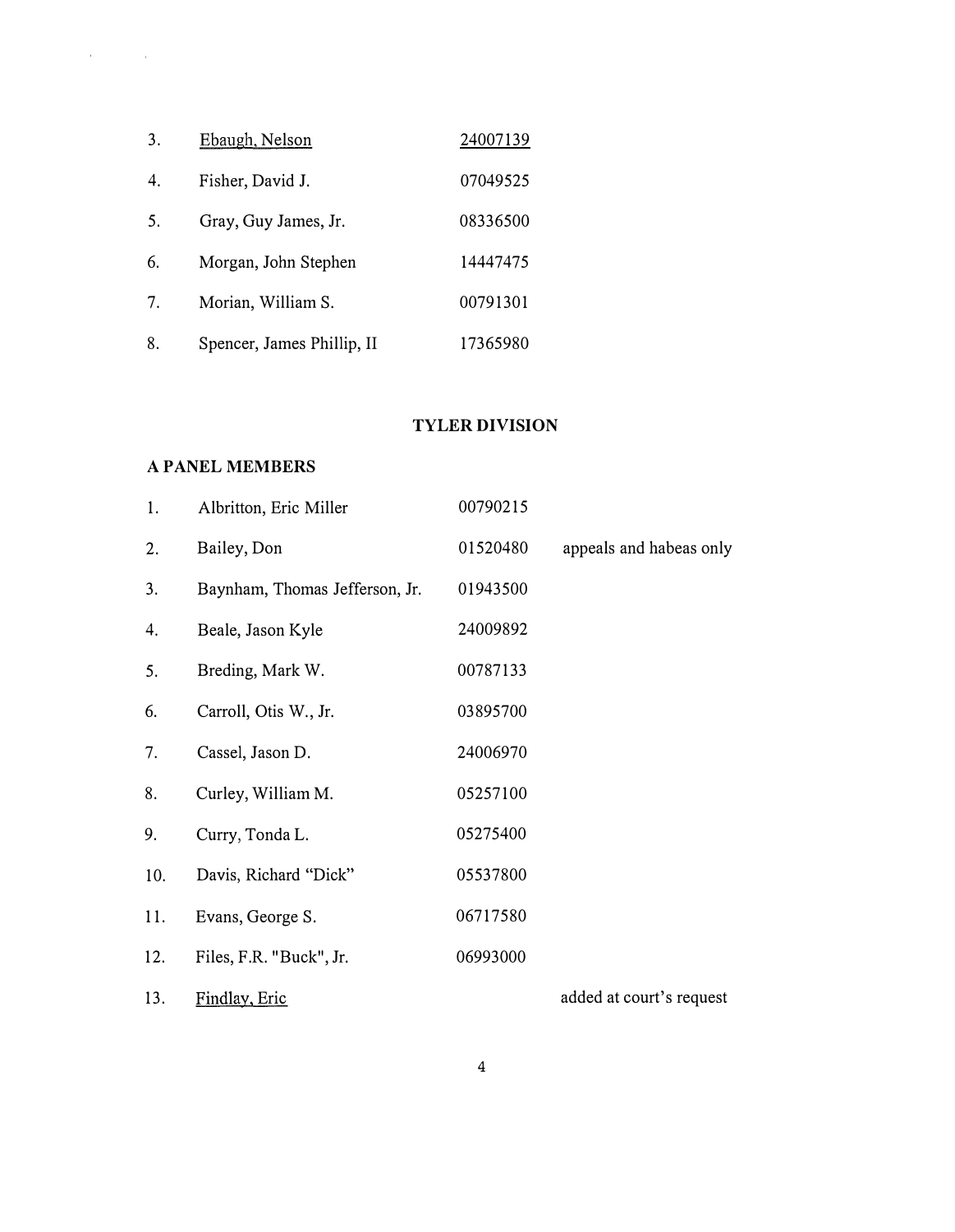| | | | |
|---|---|---|---|
| 3. | <u>Ebaugh, Nelson</u> | <u>24007139</u> | |
| 4. | Fisher, David J. | 07049525 | |
| 5. | Gray, Guy James, Jr. | 08336500 | |
| 6. | Morgan, John Stephen | 14447475 | |
| 7. | Morian, William S. | 00791301 | |
| 8. | Spencer, James Phillip, II | 17365980 | |

## TYLER DIVISION

### A PANEL MEMBERS

| | | | |
|---|---|---|---|
| 1. | Albritton, Eric Miller | 00790215 | |
| 2. | Bailey, Don | 01520480 | appeals and habeas only |
| 3. | Baynham, Thomas Jefferson, Jr. | 01943500 | |
| 4. | Beale, Jason Kyle | 24009892 | |
| 5. | Breding, Mark W. | 00787133 | |
| 6. | Carroll, Otis W., Jr. | 03895700 | |
| 7. | Cassel, Jason D. | 24006970 | |
| 8. | Curley, William M. | 05257100 | |
| 9. | Curry, Tonda L. | 05275400 | |
| 10. | Davis, Richard "Dick" | 05537800 | |
| 11. | Evans, George S. | 06717580 | |
| 12. | Files, F.R. "Buck", Jr. | 06993000 | |
| 13. | <u>Findlay, Eric</u> | | added at court's request |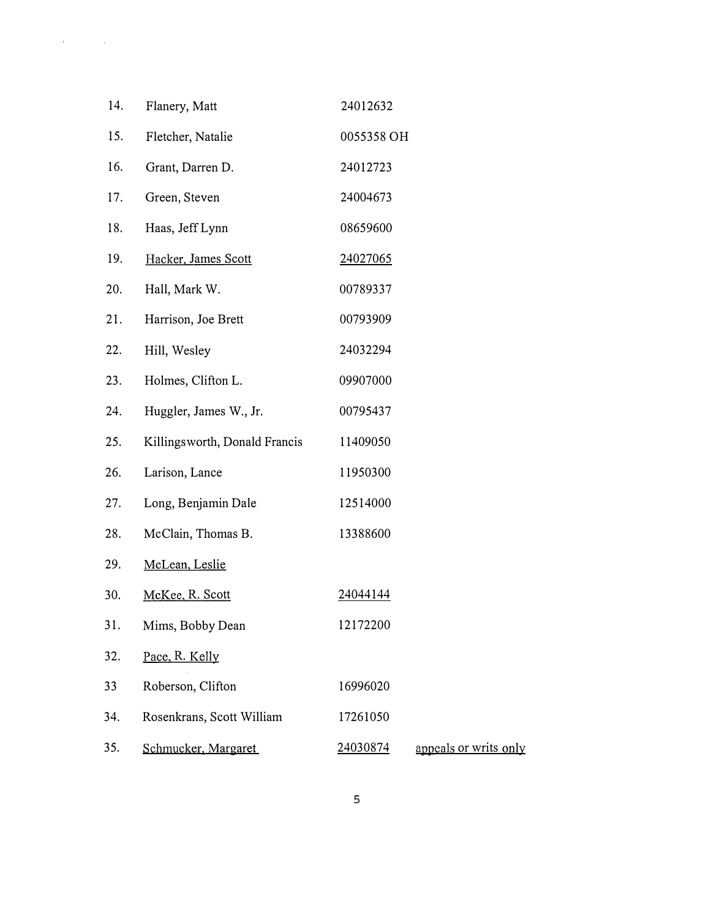14. Flanery, Matt 24012632

15. Fletcher, Natalie 0055358 OH

16. Grant, Darren D. 24012723

17. Green, Steven 24004673

18. Haas, Jeff Lynn 08659600

19. <u>Hacker, James Scott</u> <u>24027065</u>

20. Hall, Mark W. 00789337

21. Harrison, Joe Brett 00793909

22. Hill, Wesley 24032294

23. Holmes, Clifton L. 09907000

24. Huggler, James W., Jr. 00795437

25. Killingsworth, Donald Francis 11409050

26. Larison, Lance 11950300

27. Long, Benjamin Dale 12514000

28. McClain, Thomas B. 13388600

29. <u>McLean, Leslie</u>

30. <u>McKee, R. Scott</u> <u>24044144</u>

31. Mims, Bobby Dean 12172200

32. <u>Pace, R. Kelly</u>

33 Roberson, Clifton 16996020

34. Rosenkrans, Scott William 17261050

35. <u>Schmucker, Margaret</u> <u>24030874</u> <u>appeals or writs only</u>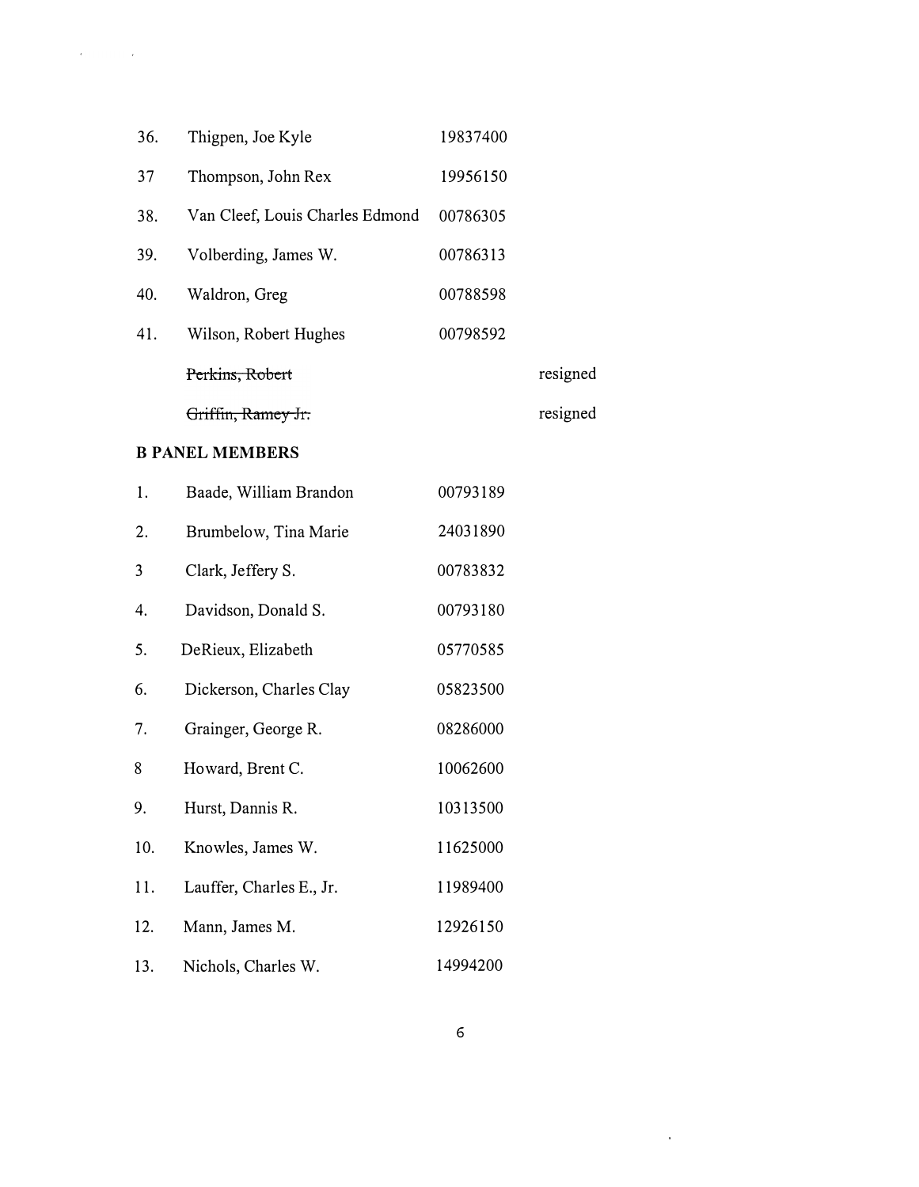| | | | |
|---|---|---|---|
| 36. | Thigpen, Joe Kyle | 19837400 | |
| 37 | Thompson, John Rex | 19956150 | |
| 38. | Van Cleef, Louis Charles Edmond | 00786305 | |
| 39. | Volberding, James W. | 00786313 | |
| 40. | Waldron, Greg | 00788598 | |
| 41. | Wilson, Robert Hughes | 00798592 | |
| | ~~Perkins, Robert~~ | | resigned |
| | ~~Griffin, Ramey Jr.~~ | | resigned |

**B PANEL MEMBERS**

| | | |
|---|---|---|
| 1. | Baade, William Brandon | 00793189 |
| 2. | Brumbelow, Tina Marie | 24031890 |
| 3 | Clark, Jeffery S. | 00783832 |
| 4. | Davidson, Donald S. | 00793180 |
| 5. | DeRieux, Elizabeth | 05770585 |
| 6. | Dickerson, Charles Clay | 05823500 |
| 7. | Grainger, George R. | 08286000 |
| 8 | Howard, Brent C. | 10062600 |
| 9. | Hurst, Dannis R. | 10313500 |
| 10. | Knowles, James W. | 11625000 |
| 11. | Lauffer, Charles E., Jr. | 11989400 |
| 12. | Mann, James M. | 12926150 |
| 13. | Nichols, Charles W. | 14994200 |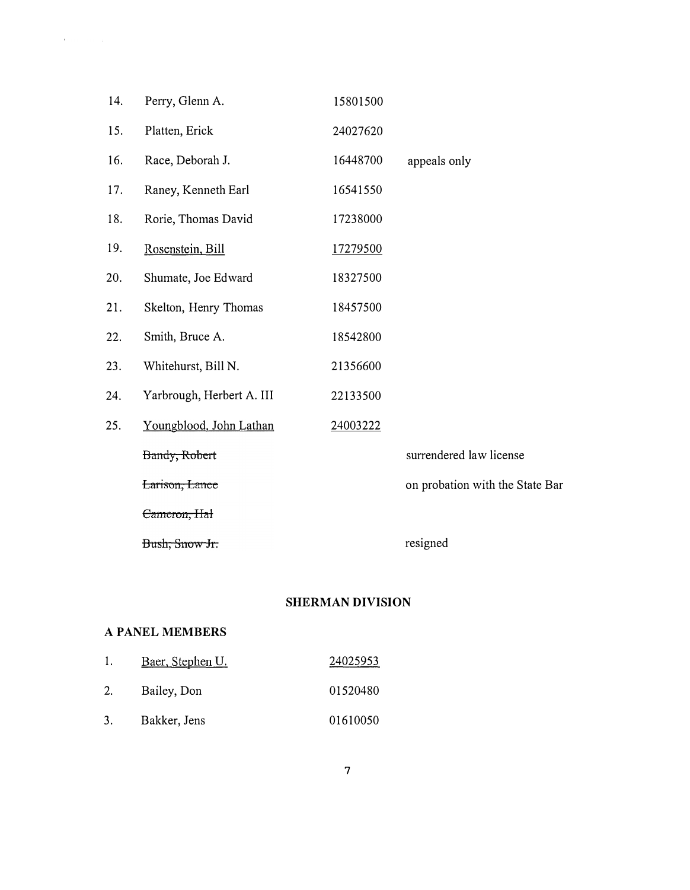| | | | |
|---|---|---|---|
| 14. | Perry, Glenn A. | 15801500 | |
| 15. | Platten, Erick | 24027620 | |
| 16. | Race, Deborah J. | 16448700 | appeals only |
| 17. | Raney, Kenneth Earl | 16541550 | |
| 18. | Rorie, Thomas David | 17238000 | |
| 19. | <u>Rosenstein, Bill</u> | <u>17279500</u> | |
| 20. | Shumate, Joe Edward | 18327500 | |
| 21. | Skelton, Henry Thomas | 18457500 | |
| 22. | Smith, Bruce A. | 18542800 | |
| 23. | Whitehurst, Bill N. | 21356600 | |
| 24. | Yarbrough, Herbert A. III | 22133500 | |
| 25. | <u>Youngblood, John Lathan</u> | <u>24003222</u> | |
| | ~~Bandy, Robert~~ | | surrendered law license |
| | ~~Larison, Lance~~ | | on probation with the State Bar |
| | ~~Cameron, Hal~~ | | |
| | ~~Bush, Snow Jr.~~ | | resigned |

## SHERMAN DIVISION

### A PANEL MEMBERS

| | | |
|---|---|---|
| 1. | <u>Baer, Stephen U.</u> | <u>24025953</u> |
| 2. | Bailey, Don | 01520480 |
| 3. | Bakker, Jens | 01610050 |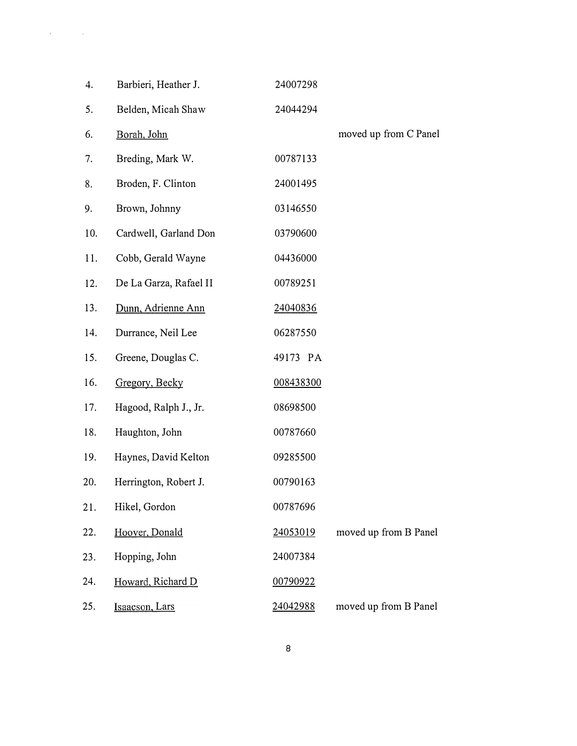4. Barbieri, Heather J. 24007298

5. Belden, Micah Shaw 24044294

6. Borah, John moved up from C Panel

7. Breding, Mark W. 00787133

8. Broden, F. Clinton 24001495

9. Brown, Johnny 03146550

10. Cardwell, Garland Don 03790600

11. Cobb, Gerald Wayne 04436000

12. De La Garza, Rafael II 00789251

13. Dunn, Adrienne Ann 24040836

14. Durrance, Neil Lee 06287550

15. Greene, Douglas C. 49173 PA

16. Gregory, Becky 008438300

17. Hagood, Ralph J., Jr. 08698500

18. Haughton, John 00787660

19. Haynes, David Kelton 09285500

20. Herrington, Robert J. 00790163

21. Hikel, Gordon 00787696

22. Hoover, Donald 24053019 moved up from B Panel

23. Hopping, John 24007384

24. Howard, Richard D 00790922

25. Isaacson, Lars 24042988 moved up from B Panel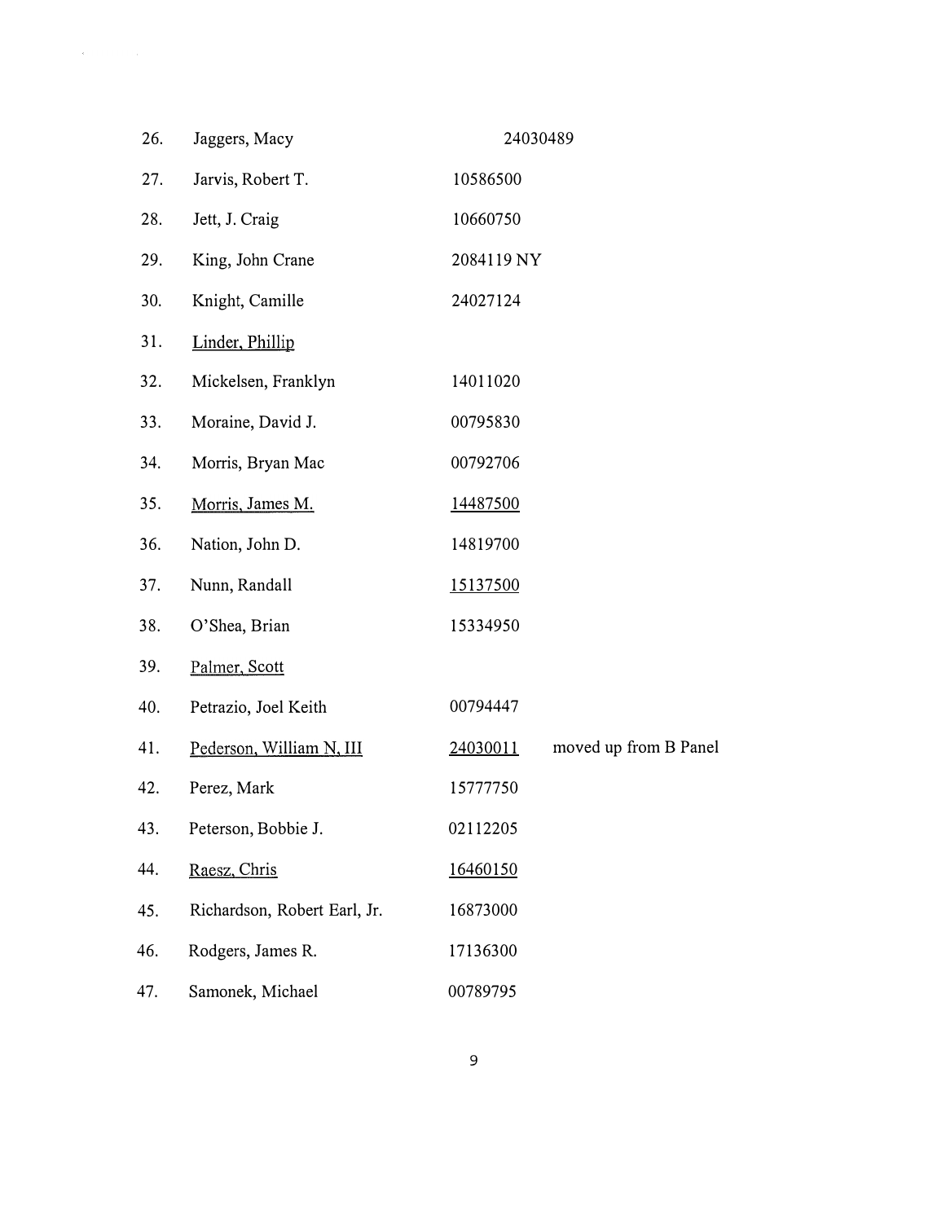26. Jaggers, Macy 24030489
27. Jarvis, Robert T. 10586500
28. Jett, J. Craig 10660750
29. King, John Crane 2084119 NY
30. Knight, Camille 24027124
31. <u>Linder, Phillip</u>
32. Mickelsen, Franklyn 14011020
33. Moraine, David J. 00795830
34. Morris, Bryan Mac 00792706
35. <u>Morris, James M.</u> <u>14487500</u>
36. Nation, John D. 14819700
37. Nunn, Randall <u>15137500</u>
38. O'Shea, Brian 15334950
39. <u>Palmer, Scott</u>
40. Petrazio, Joel Keith 00794447
41. <u>Pederson, William N, III</u> <u>24030011</u> moved up from B Panel
42. Perez, Mark 15777750
43. Peterson, Bobbie J. 02112205
44. <u>Raesz, Chris</u> <u>16460150</u>
45. Richardson, Robert Earl, Jr. 16873000
46. Rodgers, James R. 17136300
47. Samonek, Michael 00789795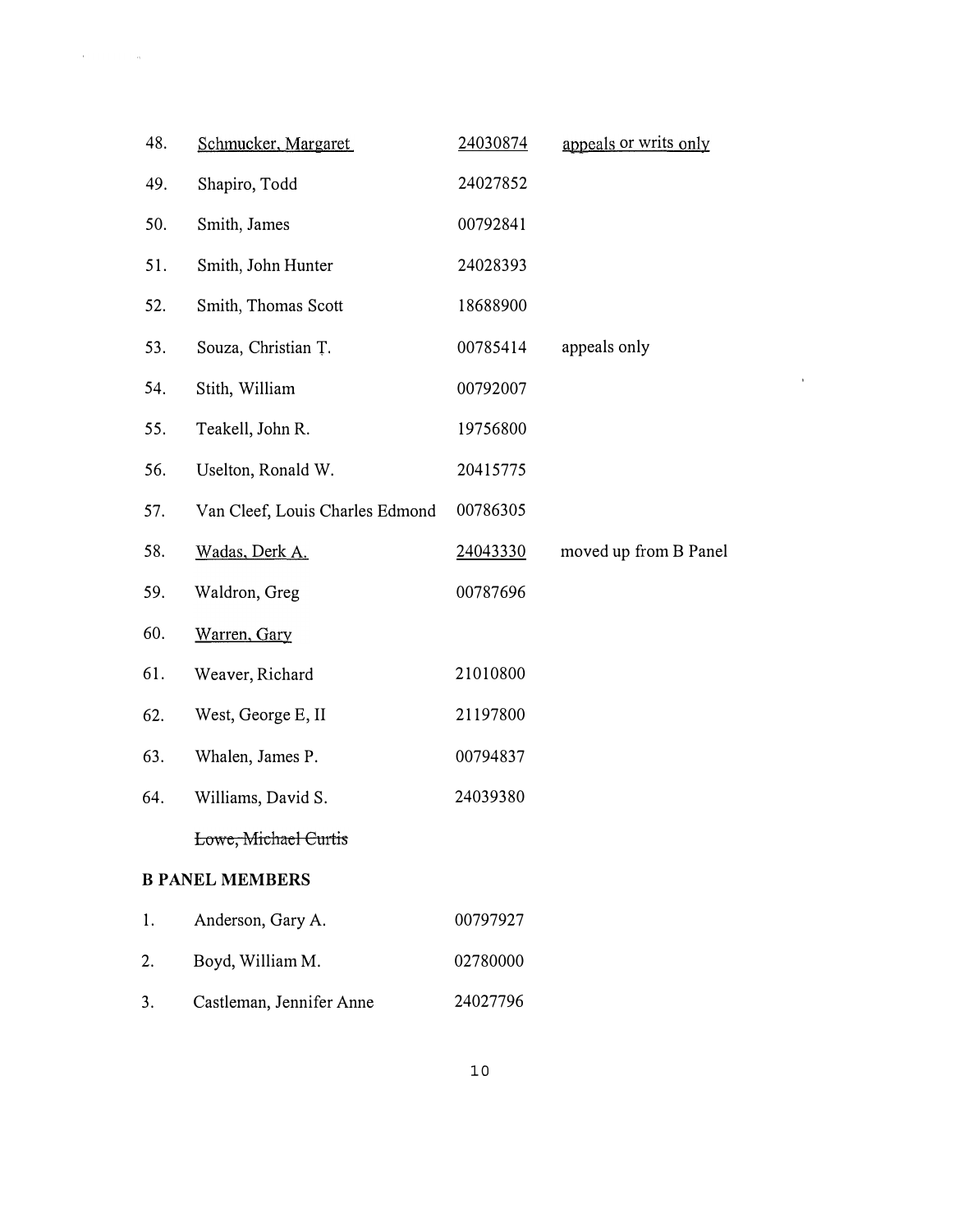| | | | |
|---|---|---|---|
| 48. | Schmucker, Margaret | 24030874 | appeals or writs only |
| 49. | Shapiro, Todd | 24027852 | |
| 50. | Smith, James | 00792841 | |
| 51. | Smith, John Hunter | 24028393 | |
| 52. | Smith, Thomas Scott | 18688900 | |
| 53. | Souza, Christian T. | 00785414 | appeals only |
| 54. | Stith, William | 00792007 | |
| 55. | Teakell, John R. | 19756800 | |
| 56. | Uselton, Ronald W. | 20415775 | |
| 57. | Van Cleef, Louis Charles Edmond | 00786305 | |
| 58. | Wadas, Derk A. | 24043330 | moved up from B Panel |
| 59. | Waldron, Greg | 00787696 | |
| 60. | Warren, Gary | | |
| 61. | Weaver, Richard | 21010800 | |
| 62. | West, George E, II | 21197800 | |
| 63. | Whalen, James P. | 00794837 | |
| 64. | Williams, David S. | 24039380 | |
| | ~~Lowe, Michael Curtis~~ | | |

**B PANEL MEMBERS**

| | | |
|---|---|---|
| 1. | Anderson, Gary A. | 00797927 |
| 2. | Boyd, William M. | 02780000 |
| 3. | Castleman, Jennifer Anne | 24027796 |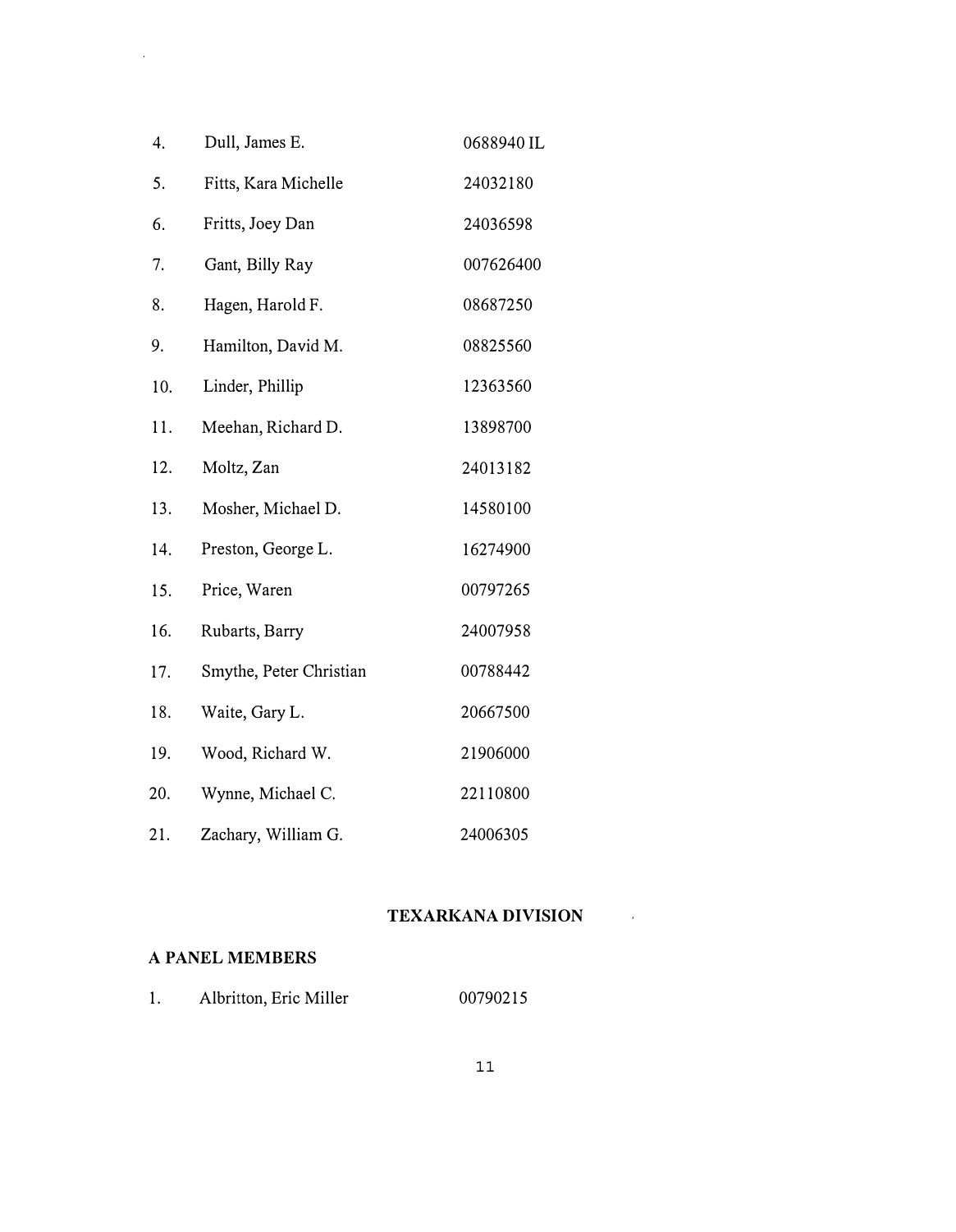4. Dull, James E. 0688940 IL

5. Fitts, Kara Michelle 24032180

6. Fritts, Joey Dan 24036598

7. Gant, Billy Ray 007626400

8. Hagen, Harold F. 08687250

9. Hamilton, David M. 08825560

10. Linder, Phillip 12363560

11. Meehan, Richard D. 13898700

12. Moltz, Zan 24013182

13. Mosher, Michael D. 14580100

14. Preston, George L. 16274900

15. Price, Waren 00797265

16. Rubarts, Barry 24007958

17. Smythe, Peter Christian 00788442

18. Waite, Gary L. 20667500

19. Wood, Richard W. 21906000

20. Wynne, Michael C. 22110800

21. Zachary, William G. 24006305

## TEXARKANA DIVISION

**A PANEL MEMBERS**

1. Albritton, Eric Miller 00790215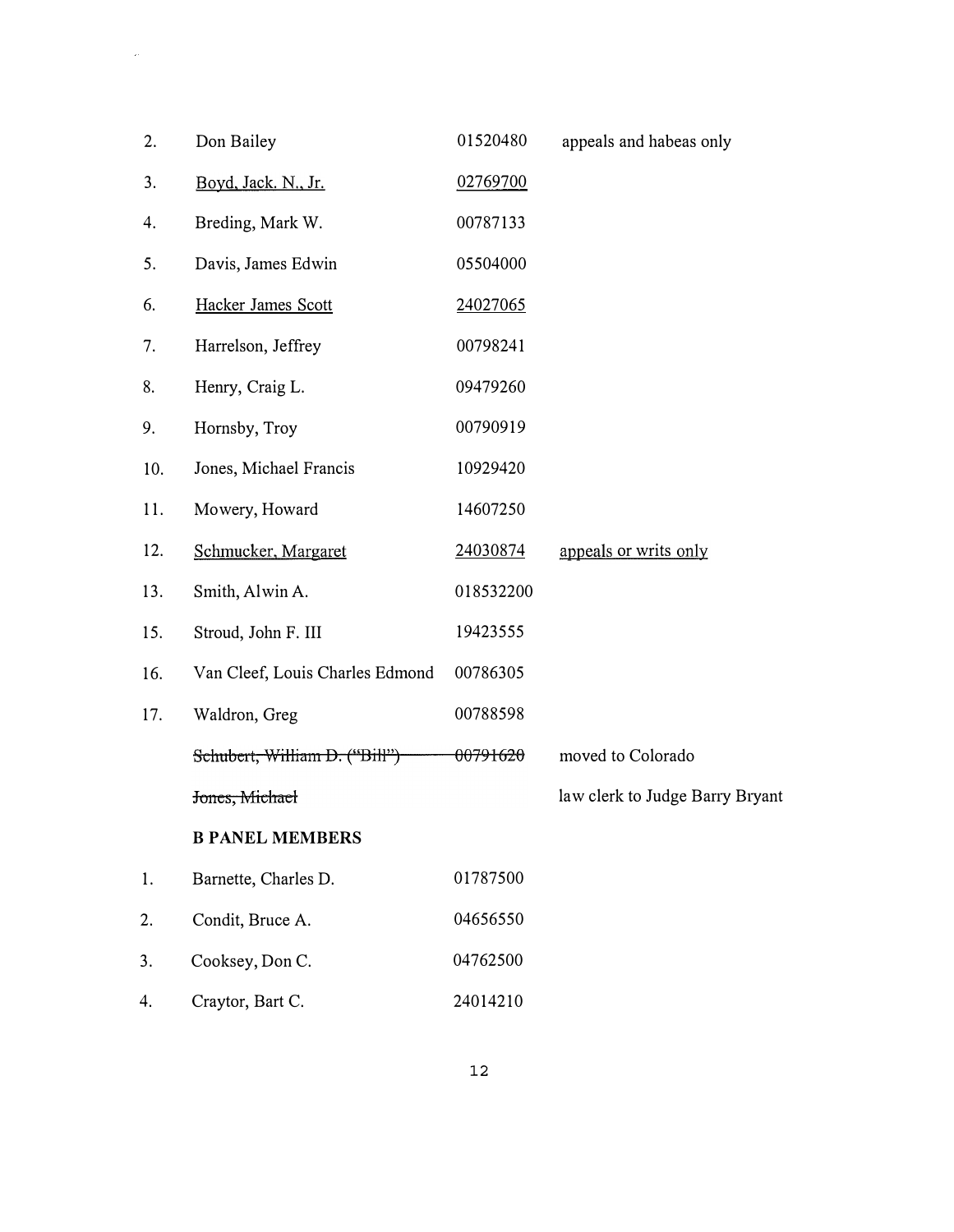| | | | |
|---|---|---|---|
| 2. | Don Bailey | 01520480 | appeals and habeas only |
| 3. | <u>Boyd, Jack. N., Jr.</u> | <u>02769700</u> | |
| 4. | Breding, Mark W. | 00787133 | |
| 5. | Davis, James Edwin | 05504000 | |
| 6. | <u>Hacker James Scott</u> | <u>24027065</u> | |
| 7. | Harrelson, Jeffrey | 00798241 | |
| 8. | Henry, Craig L. | 09479260 | |
| 9. | Hornsby, Troy | 00790919 | |
| 10. | Jones, Michael Francis | 10929420 | |
| 11. | Mowery, Howard | 14607250 | |
| 12. | <u>Schmucker, Margaret</u> | <u>24030874</u> | <u>appeals or writs only</u> |
| 13. | Smith, Alwin A. | 018532200 | |
| 15. | Stroud, John F. III | 19423555 | |
| 16. | Van Cleef, Louis Charles Edmond | 00786305 | |
| 17. | Waldron, Greg | 00788598 | |
| | ~~Schubert, William D. ("Bill")~~ | ~~00791620~~ | moved to Colorado |
| | ~~Jones, Michael~~ | | law clerk to Judge Barry Bryant |

**B PANEL MEMBERS**

| | | |
|---|---|---|
| 1. | Barnette, Charles D. | 01787500 |
| 2. | Condit, Bruce A. | 04656550 |
| 3. | Cooksey, Don C. | 04762500 |
| 4. | Craytor, Bart C. | 24014210 |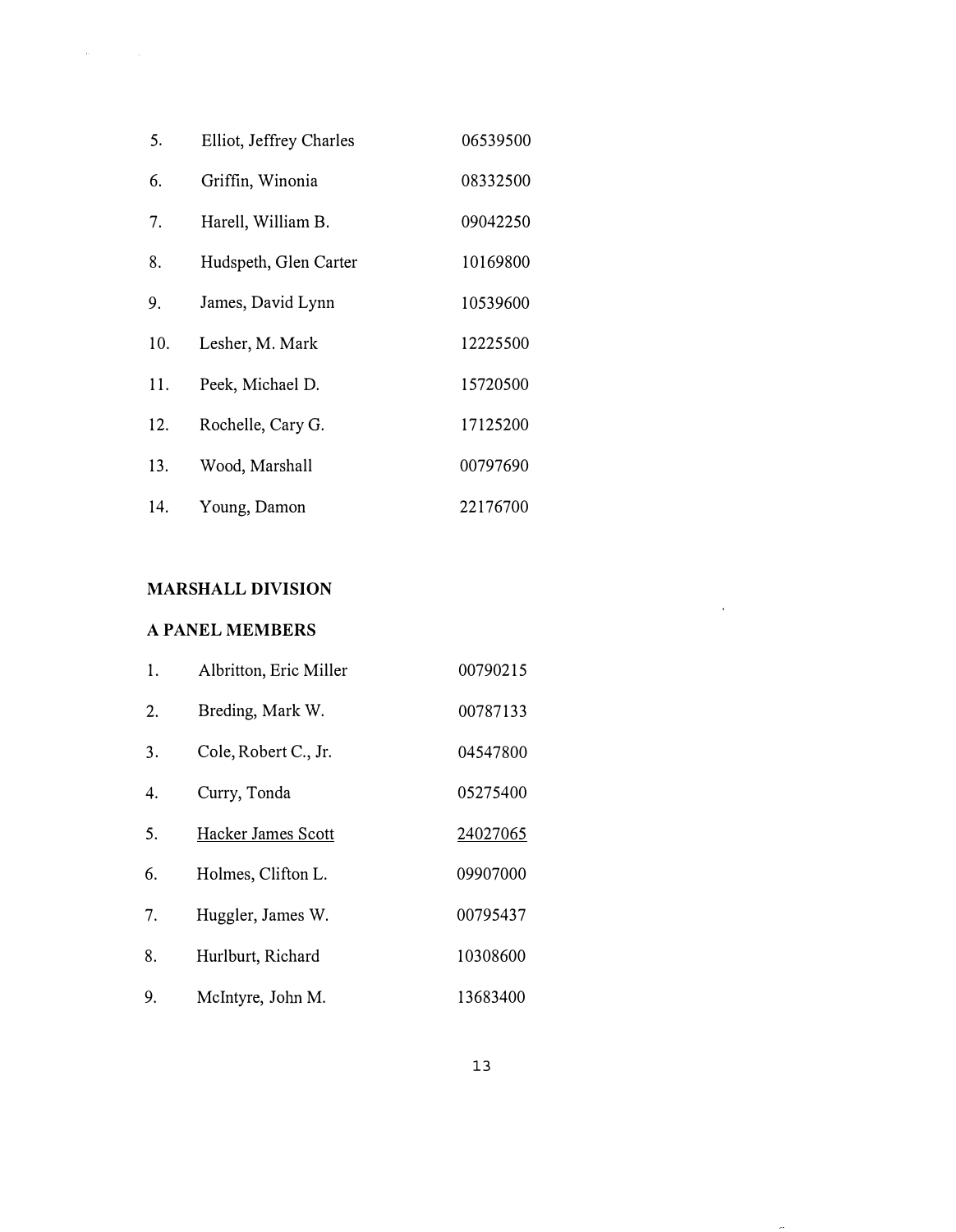5. Elliot, Jeffrey Charles 06539500

6. Griffin, Winonia 08332500

7. Harell, William B. 09042250

8. Hudspeth, Glen Carter 10169800

9. James, David Lynn 10539600

10. Lesher, M. Mark 12225500

11. Peek, Michael D. 15720500

12. Rochelle, Cary G. 17125200

13. Wood, Marshall 00797690

14. Young, Damon 22176700

**MARSHALL DIVISION**

**A PANEL MEMBERS**

1. Albritton, Eric Miller 00790215

2. Breding, Mark W. 00787133

3. Cole, Robert C., Jr. 04547800

4. Curry, Tonda 05275400

5. <u>Hacker James Scott</u> <u>24027065</u>

6. Holmes, Clifton L. 09907000

7. Huggler, James W. 00795437

8. Hurlburt, Richard 10308600

9. McIntyre, John M. 13683400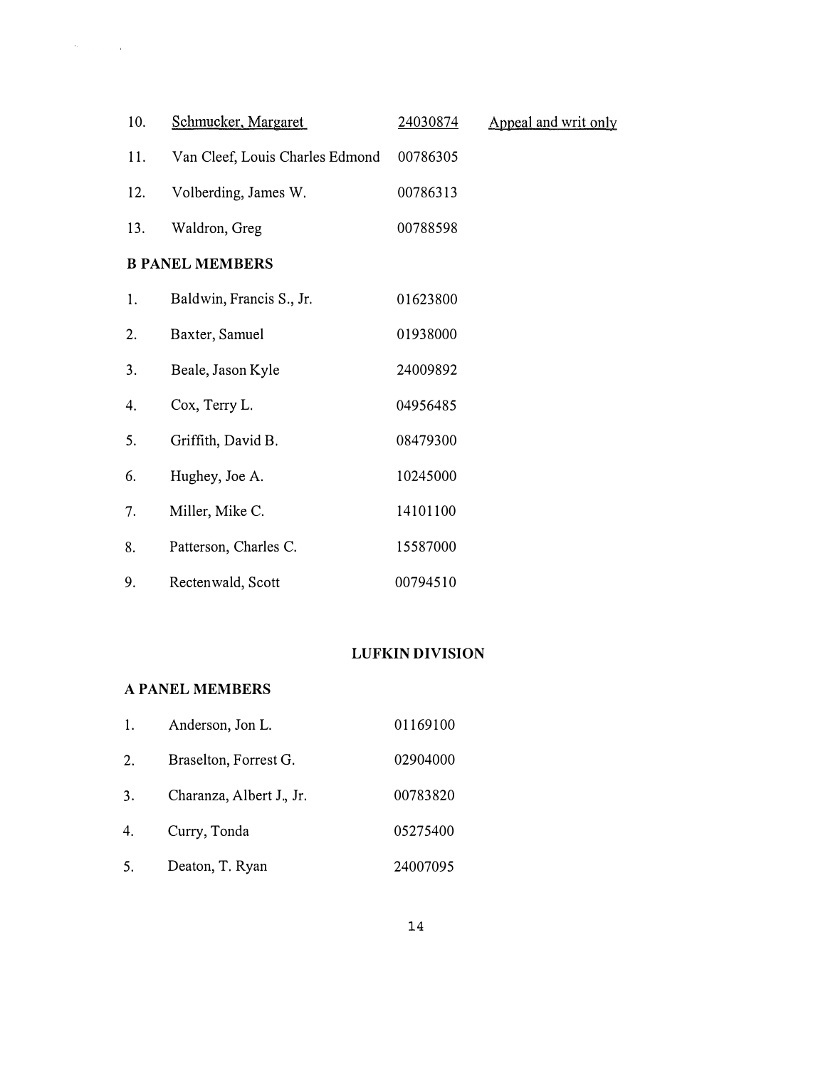| | | | |
|---|---|---|---|
| 10. | Schmucker, Margaret | 24030874 | Appeal and writ only |
| 11. | Van Cleef, Louis Charles Edmond | 00786305 | |
| 12. | Volberding, James W. | 00786313 | |
| 13. | Waldron, Greg | 00788598 | |

**B PANEL MEMBERS**

| | | |
|---|---|---|
| 1. | Baldwin, Francis S., Jr. | 01623800 |
| 2. | Baxter, Samuel | 01938000 |
| 3. | Beale, Jason Kyle | 24009892 |
| 4. | Cox, Terry L. | 04956485 |
| 5. | Griffith, David B. | 08479300 |
| 6. | Hughey, Joe A. | 10245000 |
| 7. | Miller, Mike C. | 14101100 |
| 8. | Patterson, Charles C. | 15587000 |
| 9. | Rectenwald, Scott | 00794510 |

## LUFKIN DIVISION

**A PANEL MEMBERS**

| | | |
|---|---|---|
| 1. | Anderson, Jon L. | 01169100 |
| 2. | Braselton, Forrest G. | 02904000 |
| 3. | Charanza, Albert J., Jr. | 00783820 |
| 4. | Curry, Tonda | 05275400 |
| 5. | Deaton, T. Ryan | 24007095 |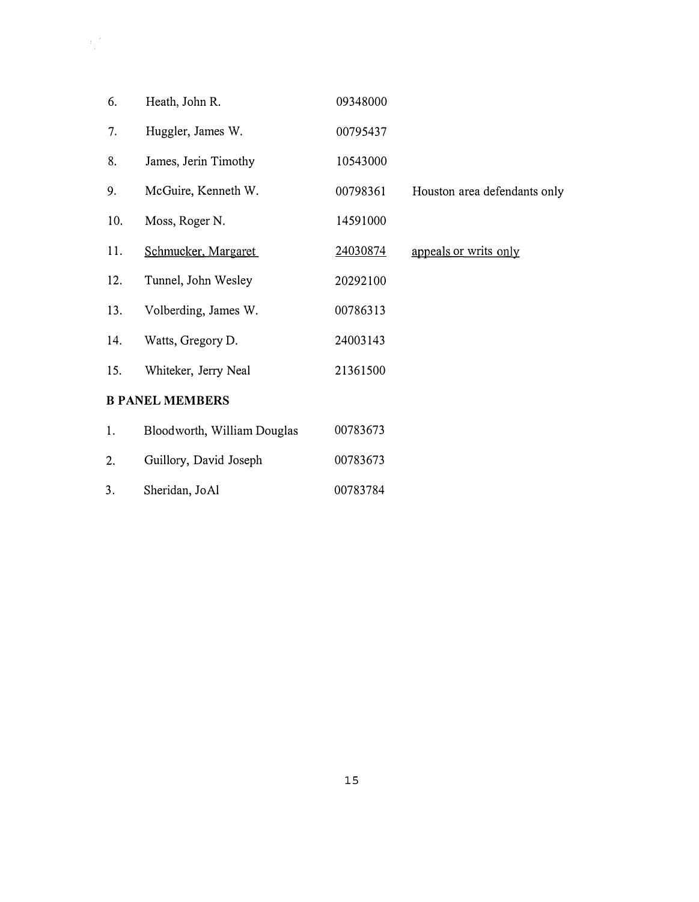| | | | |
|---|---|---|---|
| 6. | Heath, John R. | 09348000 | |
| 7. | Huggler, James W. | 00795437 | |
| 8. | James, Jerin Timothy | 10543000 | |
| 9. | McGuire, Kenneth W. | 00798361 | Houston area defendants only |
| 10. | Moss, Roger N. | 14591000 | |
| 11. | Schmucker, Margaret | 24030874 | appeals or writs only |
| 12. | Tunnel, John Wesley | 20292100 | |
| 13. | Volberding, James W. | 00786313 | |
| 14. | Watts, Gregory D. | 24003143 | |
| 15. | Whiteker, Jerry Neal | 21361500 | |

**B PANEL MEMBERS**

| | | |
|---|---|---|
| 1. | Bloodworth, William Douglas | 00783673 |
| 2. | Guillory, David Joseph | 00783673 |
| 3. | Sheridan, JoAl | 00783784 |